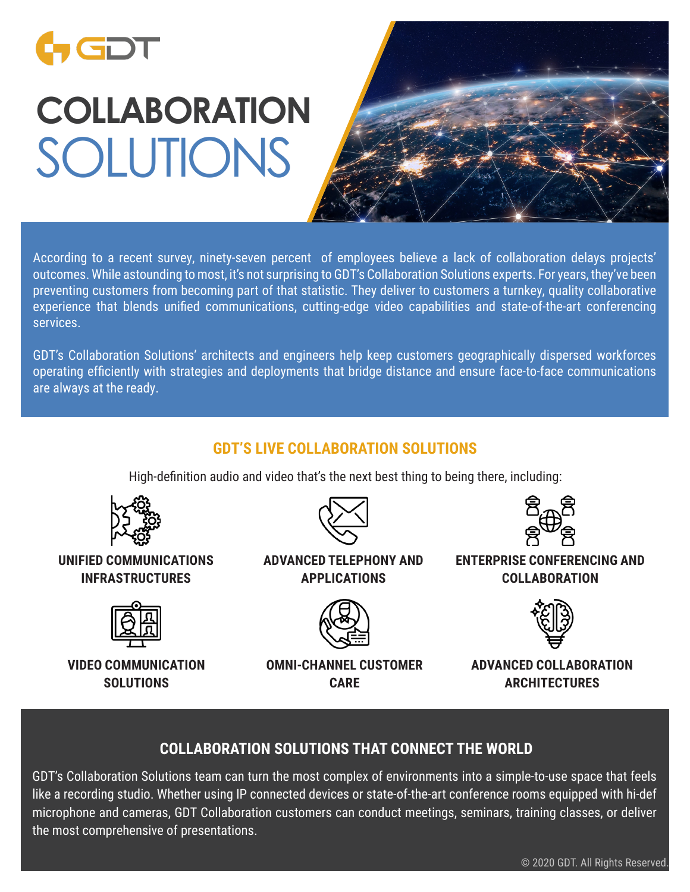GDT

# COLLABORATION SOLUTIONS

According to a recent survey, ninety-seven percent of employees believe a lack of collaboration delays projects' outcomes. While astounding to most, it's not surprising to GDT's Collaboration Solutions experts. For years, they've been preventing customers from becoming part of that statistic. They deliver to customers a turnkey, quality collaborative experience that blends unified communications, cutting-edge video capabilities and state-of-the-art conferencing services.

GDT's Collaboration Solutions' architects and engineers help keep customers geographically dispersed workforces operating efficiently with strategies and deployments that bridge distance and ensure face-to-face communications are always at the ready.

## GDT'S LIVE COLLABORATION SOLUTIONS

High-definition audio and video that's the next best thing to being there, including:

- **UNIFIED COMMUNICATIONS INFRASTRUCTURES**
- **ADVANCED TELEPHONY AND APPLICATIONS**
- **ENTERPRISE CONFERENCING AND COLLABORATION**
- **VIDEO COMMUNICATION SOLUTIONS**
- **OMNI-CHANNEL CUSTOMER CARE**
- **ADVANCED COLLABORATION ARCHITECTURES**

## COLLABORATION SOLUTIONS THAT CONNECT THE WORLD

GDT's Collaboration Solutions team can turn the most complex of environments into a simple-to-use space that feels like a recording studio. Whether using IP connected devices or state-of-the-art conference rooms equipped with hi-def microphone and cameras, GDT Collaboration customers can conduct meetings, seminars, training classes, or deliver the most comprehensive of presentations.

© 2020 GDT. All Rights Reserved.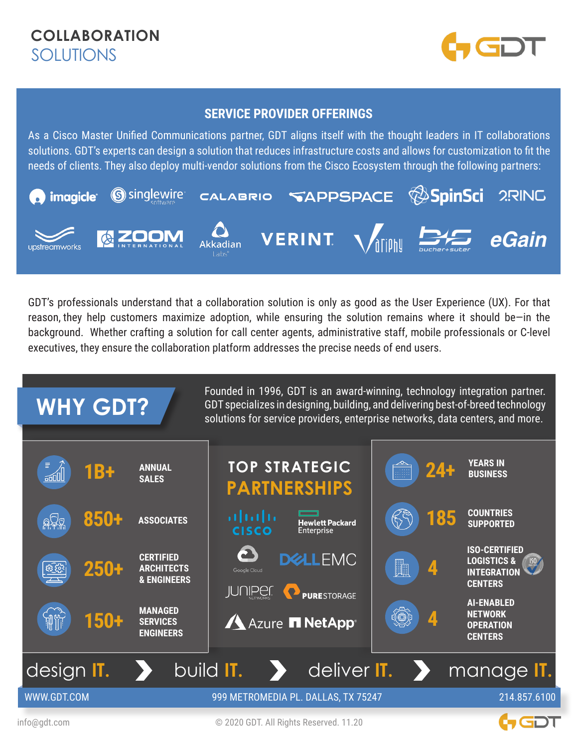# COLLABORATION SOLUTIONS

## SERVICE PROVIDER OFFERINGS

As a Cisco Master Unified Communications partner, GDT aligns itself with the thought leaders in IT collaborations solutions. GDT's experts can design a solution that reduces infrastructure costs and allows for customization to fit the needs of clients. They also deploy multi-vendor solutions from the Cisco Ecosystem through the following partners:

imagicle, singlewire software, CALABRIO, APPSPACE, SpinSci, 2RING, upstreamworks, ZOOM INTERNATIONAL, Akkadian Labs, VERINT, Variphy, bucher+suter, eGain

GDT's professionals understand that a collaboration solution is only as good as the User Experience (UX). For that reason, they help customers maximize adoption, while ensuring the solution remains where it should be—in the background. Whether crafting a solution for call center agents, administrative staff, mobile professionals or C-level executives, they ensure the collaboration platform addresses the precise needs of end users.

## WHY GDT?

Founded in 1996, GDT is an award-winning, technology integration partner. GDT specializes in designing, building, and delivering best-of-breed technology solutions for service providers, enterprise networks, data centers, and more.

- **1B+** ANNUAL SALES
- **850+** ASSOCIATES
- **250+** CERTIFIED ARCHITECTS & ENGINEERS
- **150+** MANAGED SERVICES ENGINEERS

### TOP STRATEGIC PARTNERSHIPS

Cisco, Hewlett Packard Enterprise, Google Cloud, DELL EMC, Juniper Networks, PURESTORAGE, Azure, NetApp

- **24+** YEARS IN BUSINESS
- **185** COUNTRIES SUPPORTED
- **4** ISO-CERTIFIED LOGISTICS & INTEGRATION CENTERS
- **4** AI-ENABLED NETWORK OPERATION CENTERS

design IT. › build IT. › deliver IT. › manage IT.

WWW.GDT.COM | 999 METROMEDIA PL. DALLAS, TX 75247 | 214.857.6100

info@gdt.com

© 2020 GDT. All Rights Reserved. 11.20